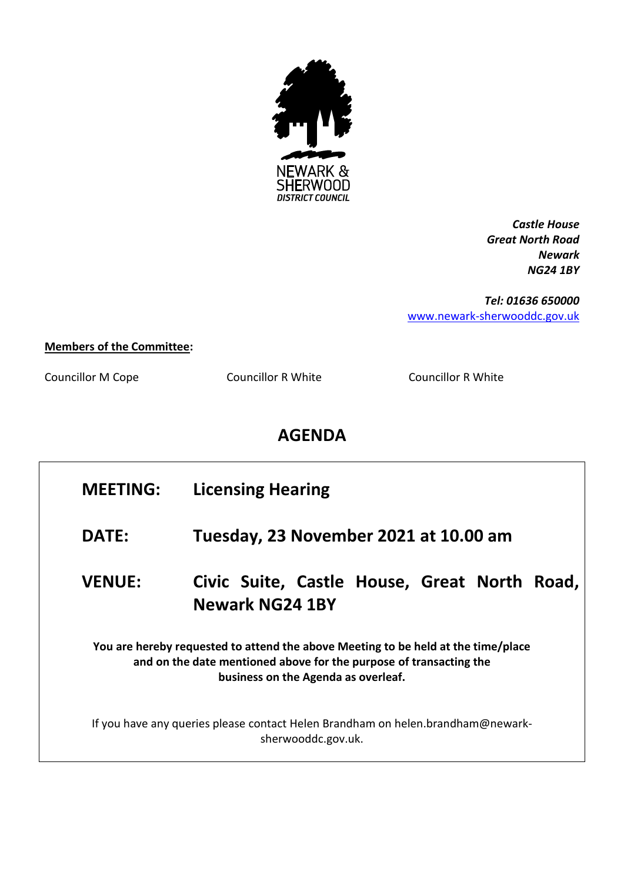NEWARK & SHERWOOD
DISTRICT COUNCIL

*Castle House*
*Great North Road*
*Newark*
*NG24 1BY*

*Tel: 01636 650000*
[www.newark-sherwooddc.gov.uk](http://www.newark-sherwooddc.gov.uk)

**Members of the Committee:**

Councillor M Cope
Councillor R White
Councillor R White

# AGENDA

| | |
|---|---|
| **MEETING:** | **Licensing Hearing** |
| **DATE:** | **Tuesday, 23 November 2021 at 10.00 am** |
| **VENUE:** | **Civic Suite, Castle House, Great North Road, Newark NG24 1BY** |

**You are hereby requested to attend the above Meeting to be held at the time/place and on the date mentioned above for the purpose of transacting the business on the Agenda as overleaf.**

If you have any queries please contact Helen Brandham on helen.brandham@newark-sherwooddc.gov.uk.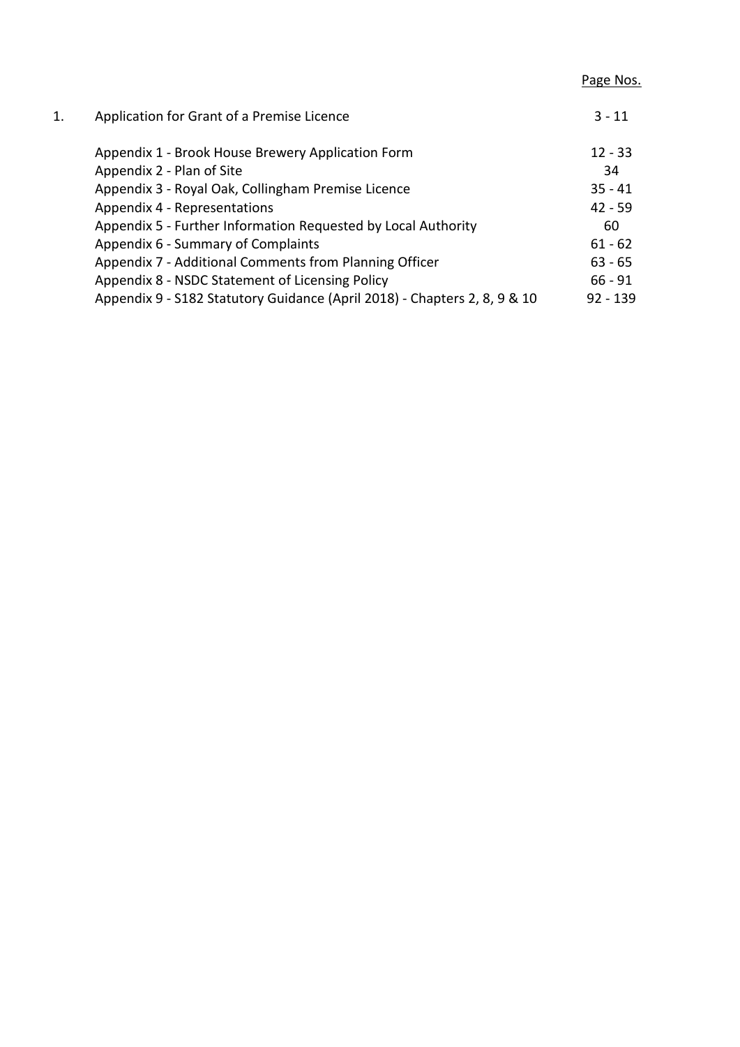| | | Page Nos. |
|---|---|---|
| 1. | Application for Grant of a Premise Licence | 3 - 11 |
| | Appendix 1 - Brook House Brewery Application Form | 12 - 33 |
| | Appendix 2 - Plan of Site | 34 |
| | Appendix 3 - Royal Oak, Collingham Premise Licence | 35 - 41 |
| | Appendix 4 - Representations | 42 - 59 |
| | Appendix 5 - Further Information Requested by Local Authority | 60 |
| | Appendix 6 - Summary of Complaints | 61 - 62 |
| | Appendix 7 - Additional Comments from Planning Officer | 63 - 65 |
| | Appendix 8 - NSDC Statement of Licensing Policy | 66 - 91 |
| | Appendix 9 - S182 Statutory Guidance (April 2018) - Chapters 2, 8, 9 & 10 | 92 - 139 |